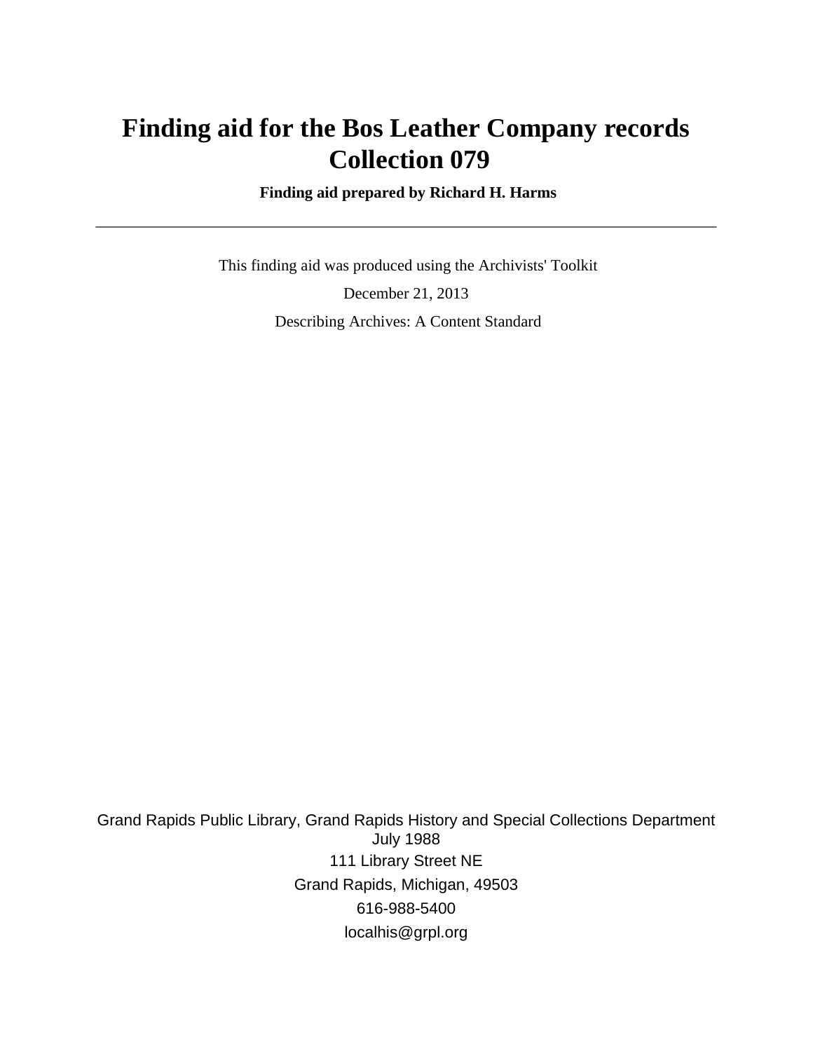# Finding aid for the Bos Leather Company records Collection 079

**Finding aid prepared by Richard H. Harms**

---

This finding aid was produced using the Archivists' Toolkit

December 21, 2013

Describing Archives: A Content Standard

Grand Rapids Public Library, Grand Rapids History and Special Collections Department
July 1988
111 Library Street NE
Grand Rapids, Michigan, 49503
616-988-5400
localhis@grpl.org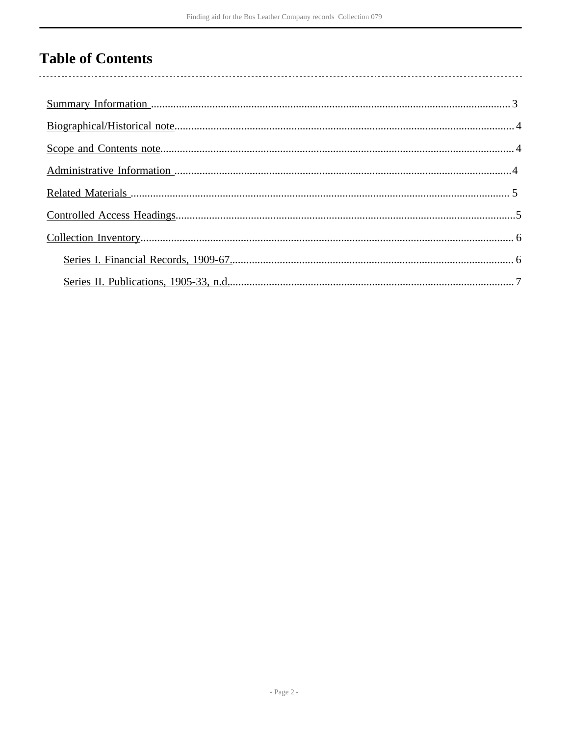# Table of Contents

Summary Information .......... 3

Biographical/Historical note .......... 4

Scope and Contents note .......... 4

Administrative Information .......... 4

Related Materials .......... 5

Controlled Access Headings .......... 5

Collection Inventory .......... 6

- Series I. Financial Records, 1909-67. .......... 6
- Series II. Publications, 1905-33, n.d. .......... 7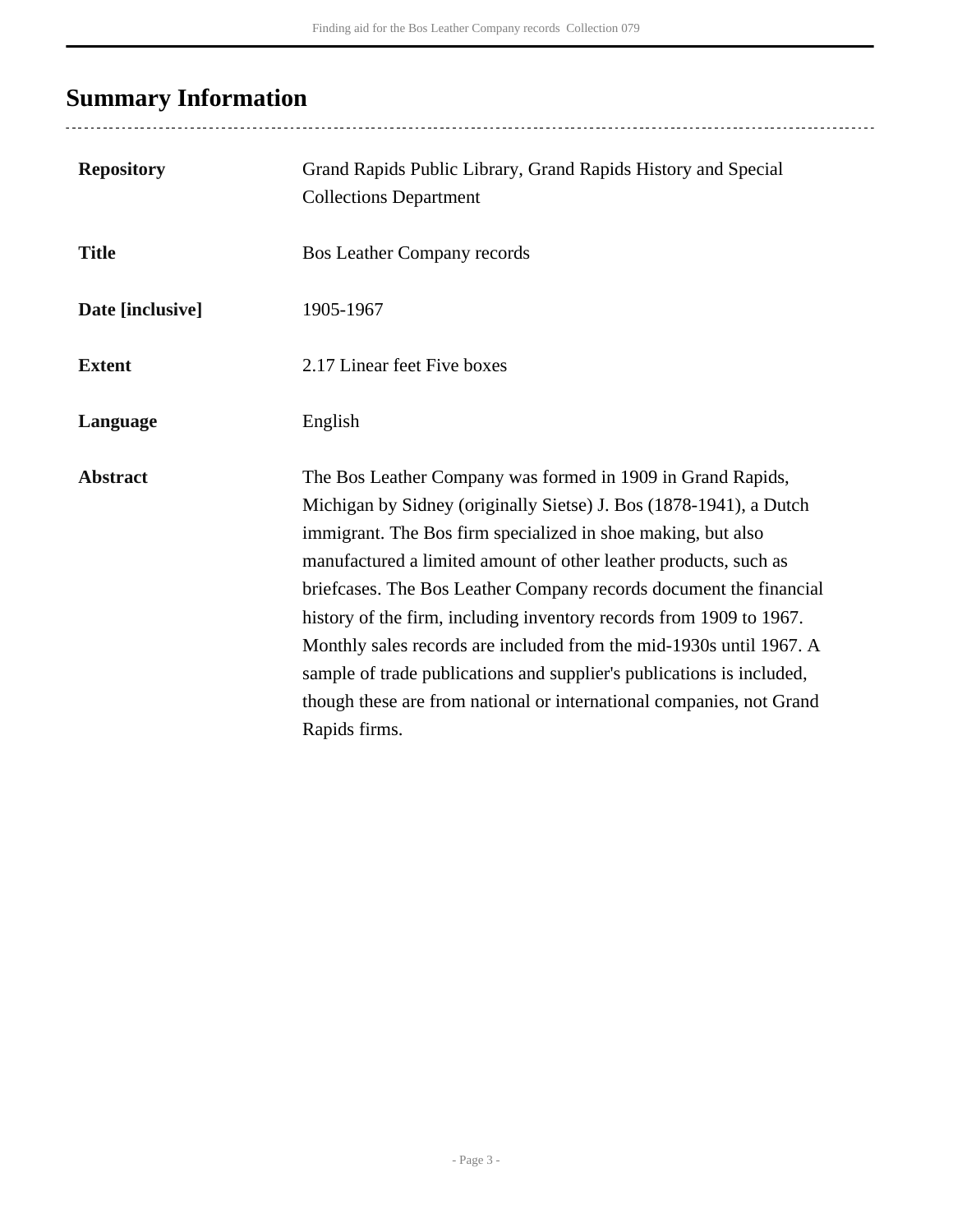## Summary Information

| | |
|---|---|
| **Repository** | Grand Rapids Public Library, Grand Rapids History and Special Collections Department |
| **Title** | Bos Leather Company records |
| **Date [inclusive]** | 1905-1967 |
| **Extent** | 2.17 Linear feet Five boxes |
| **Language** | English |
| **Abstract** | The Bos Leather Company was formed in 1909 in Grand Rapids, Michigan by Sidney (originally Sietse) J. Bos (1878-1941), a Dutch immigrant. The Bos firm specialized in shoe making, but also manufactured a limited amount of other leather products, such as briefcases. The Bos Leather Company records document the financial history of the firm, including inventory records from 1909 to 1967. Monthly sales records are included from the mid-1930s until 1967. A sample of trade publications and supplier's publications is included, though these are from national or international companies, not Grand Rapids firms. |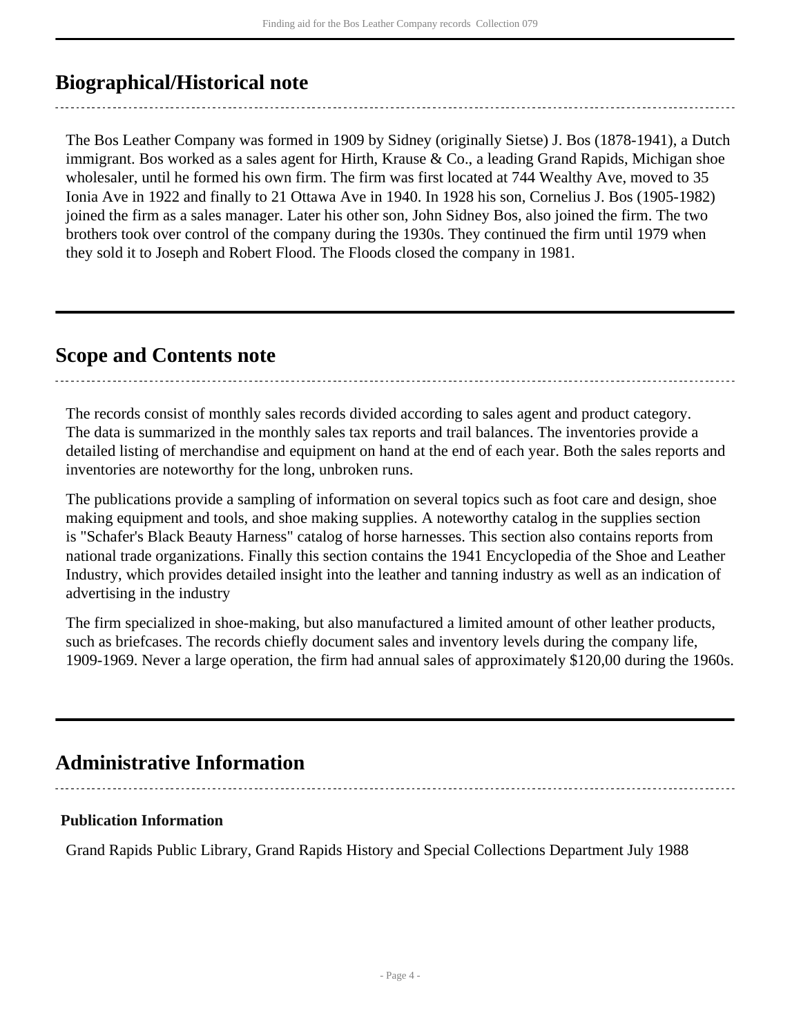## Biographical/Historical note

The Bos Leather Company was formed in 1909 by Sidney (originally Sietse) J. Bos (1878-1941), a Dutch immigrant. Bos worked as a sales agent for Hirth, Krause & Co., a leading Grand Rapids, Michigan shoe wholesaler, until he formed his own firm. The firm was first located at 744 Wealthy Ave, moved to 35 Ionia Ave in 1922 and finally to 21 Ottawa Ave in 1940. In 1928 his son, Cornelius J. Bos (1905-1982) joined the firm as a sales manager. Later his other son, John Sidney Bos, also joined the firm. The two brothers took over control of the company during the 1930s. They continued the firm until 1979 when they sold it to Joseph and Robert Flood. The Floods closed the company in 1981.

## Scope and Contents note

The records consist of monthly sales records divided according to sales agent and product category. The data is summarized in the monthly sales tax reports and trail balances. The inventories provide a detailed listing of merchandise and equipment on hand at the end of each year. Both the sales reports and inventories are noteworthy for the long, unbroken runs.

The publications provide a sampling of information on several topics such as foot care and design, shoe making equipment and tools, and shoe making supplies. A noteworthy catalog in the supplies section is "Schafer's Black Beauty Harness" catalog of horse harnesses. This section also contains reports from national trade organizations. Finally this section contains the 1941 Encyclopedia of the Shoe and Leather Industry, which provides detailed insight into the leather and tanning industry as well as an indication of advertising in the industry

The firm specialized in shoe-making, but also manufactured a limited amount of other leather products, such as briefcases. The records chiefly document sales and inventory levels during the company life, 1909-1969. Never a large operation, the firm had annual sales of approximately $120,00 during the 1960s.

## Administrative Information

### Publication Information

Grand Rapids Public Library, Grand Rapids History and Special Collections Department July 1988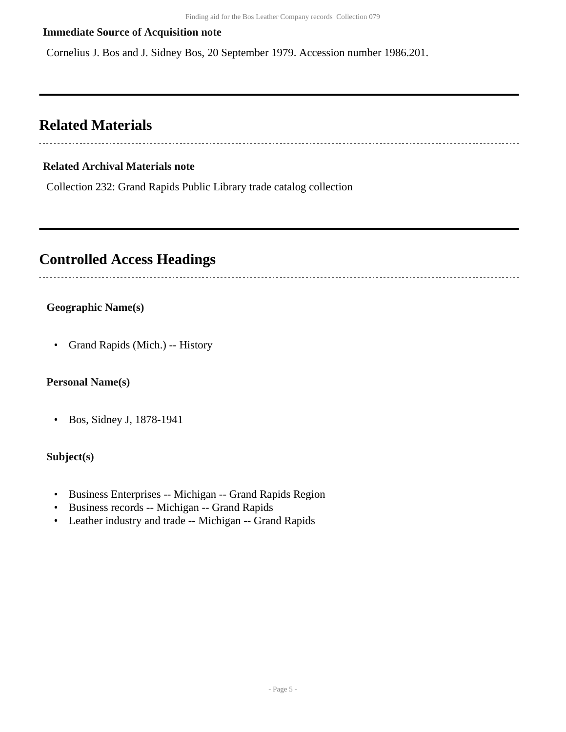**Immediate Source of Acquisition note**

Cornelius J. Bos and J. Sidney Bos, 20 September 1979. Accession number 1986.201.

## Related Materials

**Related Archival Materials note**

Collection 232: Grand Rapids Public Library trade catalog collection

## Controlled Access Headings

**Geographic Name(s)**

- Grand Rapids (Mich.) -- History

**Personal Name(s)**

- Bos, Sidney J, 1878-1941

**Subject(s)**

- Business Enterprises -- Michigan -- Grand Rapids Region
- Business records -- Michigan -- Grand Rapids
- Leather industry and trade -- Michigan -- Grand Rapids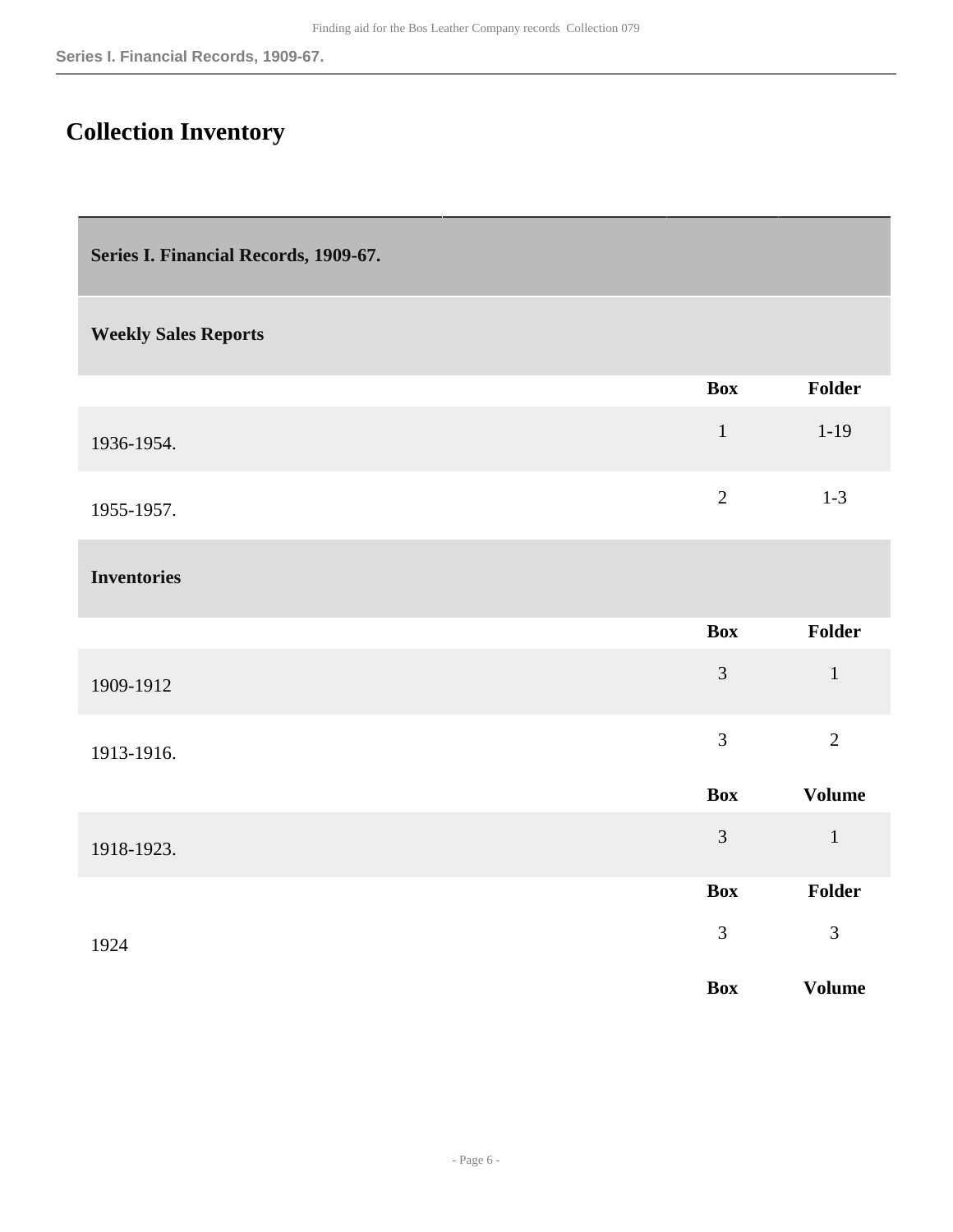# Collection Inventory

| Series I. Financial Records, 1909-67. | | |
|---|---|---|
| **Weekly Sales Reports** | | |
| | **Box** | **Folder** |
| 1936-1954. | 1 | 1-19 |
| 1955-1957. | 2 | 1-3 |
| **Inventories** | | |
| | **Box** | **Folder** |
| 1909-1912 | 3 | 1 |
| 1913-1916. | 3 | 2 |
| | **Box** | **Volume** |
| 1918-1923. | 3 | 1 |
| | **Box** | **Folder** |
| 1924 | 3 | 3 |
| | **Box** | **Volume** |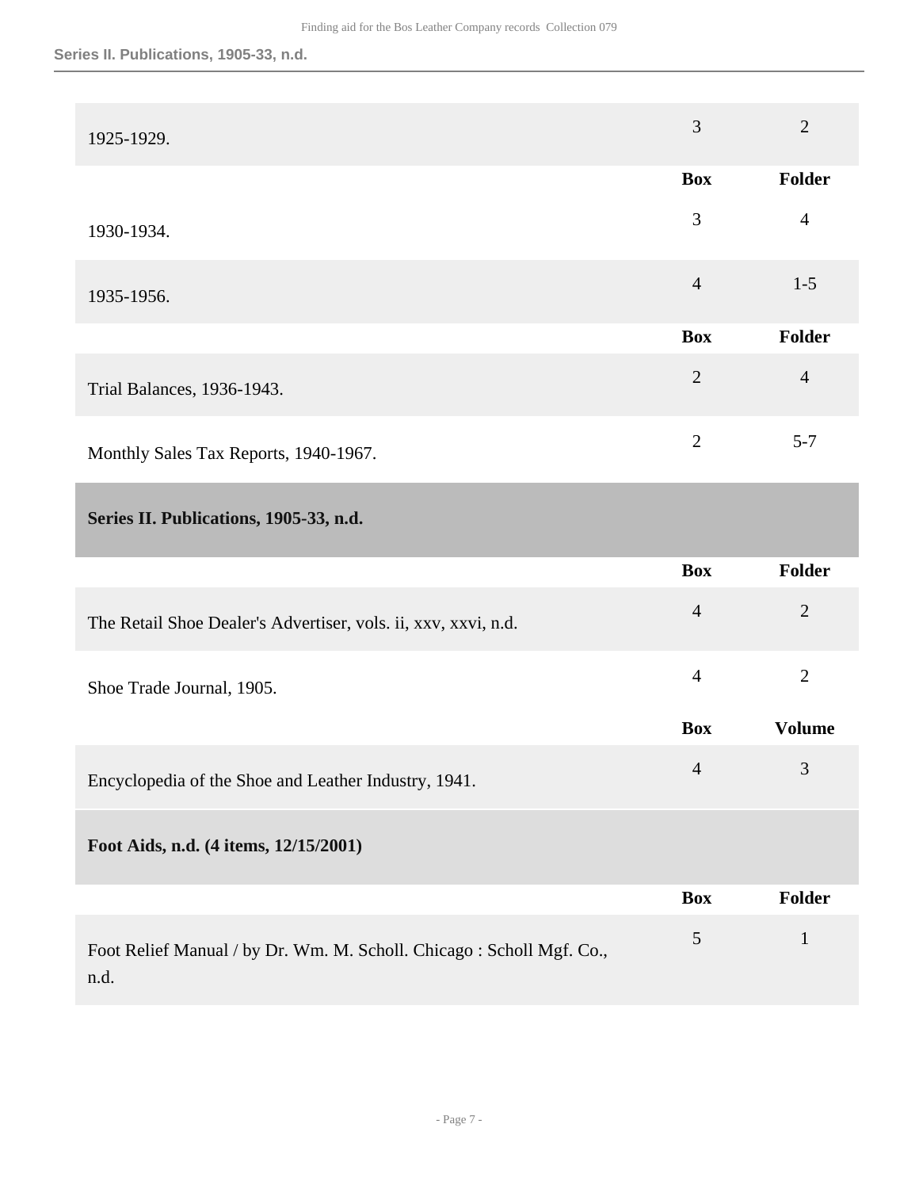| | Box | Folder |
|---|---|---|
| 1925-1929. | 3 | 2 |

| | Box | Folder |
|---|---|---|
| 1930-1934. | 3 | 4 |
| 1935-1956. | 4 | 1-5 |

| | Box | Folder |
|---|---|---|
| Trial Balances, 1936-1943. | 2 | 4 |
| Monthly Sales Tax Reports, 1940-1967. | 2 | 5-7 |

## Series II. Publications, 1905-33, n.d.

| | Box | Folder |
|---|---|---|
| The Retail Shoe Dealer's Advertiser, vols. ii, xxv, xxvi, n.d. | 4 | 2 |
| Shoe Trade Journal, 1905. | 4 | 2 |

| | Box | Volume |
|---|---|---|
| Encyclopedia of the Shoe and Leather Industry, 1941. | 4 | 3 |

### Foot Aids, n.d. (4 items, 12/15/2001)

| | Box | Folder |
|---|---|---|
| Foot Relief Manual / by Dr. Wm. M. Scholl. Chicago : Scholl Mgf. Co., n.d. | 5 | 1 |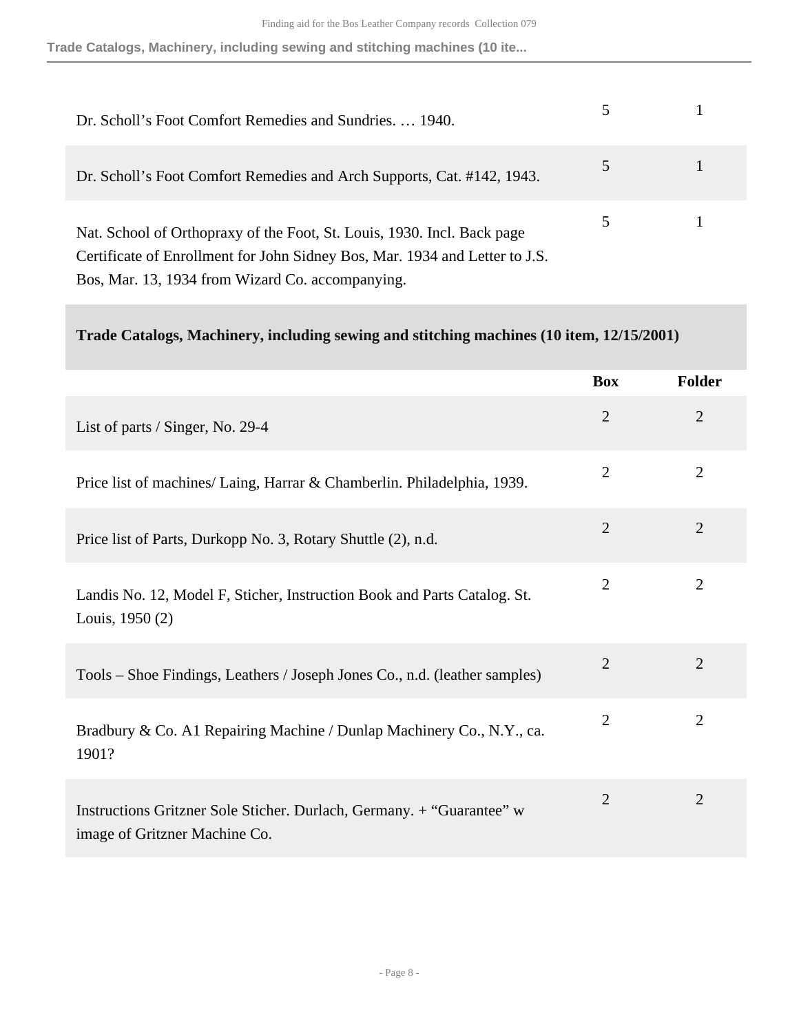| | Box | Folder |
|---|---|---|
| Dr. Scholl's Foot Comfort Remedies and Sundries. … 1940. | 5 | 1 |
| Dr. Scholl's Foot Comfort Remedies and Arch Supports, Cat. #142, 1943. | 5 | 1 |
| Nat. School of Orthopraxy of the Foot, St. Louis, 1930. Incl. Back page Certificate of Enrollment for John Sidney Bos, Mar. 1934 and Letter to J.S. Bos, Mar. 13, 1934 from Wizard Co. accompanying. | 5 | 1 |

### Trade Catalogs, Machinery, including sewing and stitching machines (10 item, 12/15/2001)

| | Box | Folder |
|---|---|---|
| List of parts / Singer, No. 29-4 | 2 | 2 |
| Price list of machines/ Laing, Harrar & Chamberlin. Philadelphia, 1939. | 2 | 2 |
| Price list of Parts, Durkopp No. 3, Rotary Shuttle (2), n.d. | 2 | 2 |
| Landis No. 12, Model F, Sticher, Instruction Book and Parts Catalog. St. Louis, 1950 (2) | 2 | 2 |
| Tools – Shoe Findings, Leathers / Joseph Jones Co., n.d. (leather samples) | 2 | 2 |
| Bradbury & Co. A1 Repairing Machine / Dunlap Machinery Co., N.Y., ca. 1901? | 2 | 2 |
| Instructions Gritzner Sole Sticher. Durlach, Germany. + "Guarantee" w image of Gritzner Machine Co. | 2 | 2 |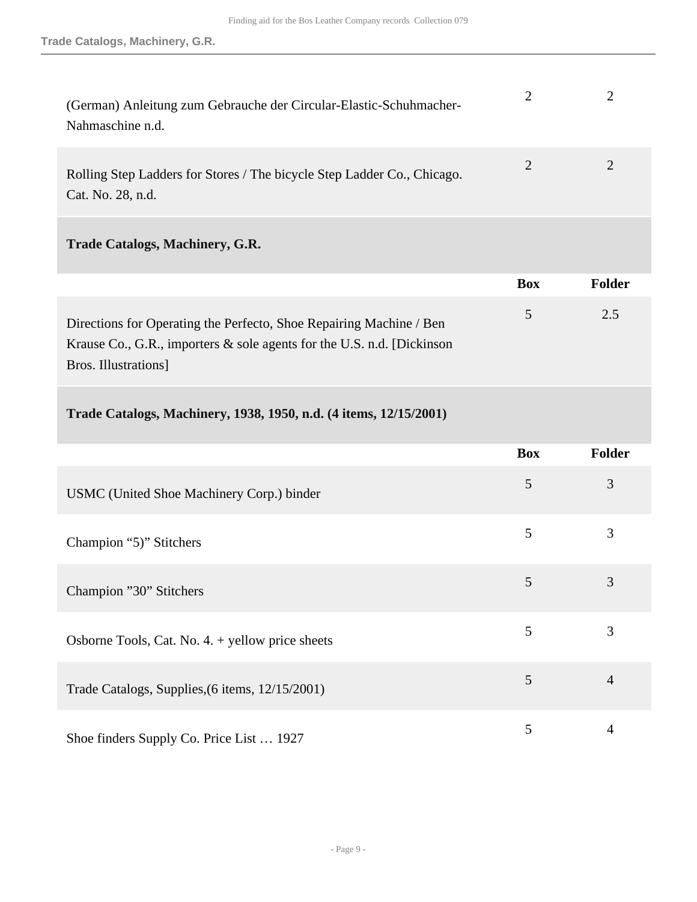| | Box | Folder |
|---|---|---|
| (German) Anleitung zum Gebrauche der Circular-Elastic-Schuhmacher-Nahmaschine n.d. | 2 | 2 |
| Rolling Step Ladders for Stores / The bicycle Step Ladder Co., Chicago. Cat. No. 28, n.d. | 2 | 2 |

### Trade Catalogs, Machinery, G.R.

| | Box | Folder |
|---|---|---|
| Directions for Operating the Perfecto, Shoe Repairing Machine / Ben Krause Co., G.R., importers & sole agents for the U.S. n.d. [Dickinson Bros. Illustrations] | 5 | 2.5 |

### Trade Catalogs, Machinery, 1938, 1950, n.d. (4 items, 12/15/2001)

| | Box | Folder |
|---|---|---|
| USMC (United Shoe Machinery Corp.) binder | 5 | 3 |
| Champion "5)" Stitchers | 5 | 3 |
| Champion "30" Stitchers | 5 | 3 |
| Osborne Tools, Cat. No. 4. + yellow price sheets | 5 | 3 |
| Trade Catalogs, Supplies,(6 items, 12/15/2001) | 5 | 4 |
| Shoe finders Supply Co. Price List … 1927 | 5 | 4 |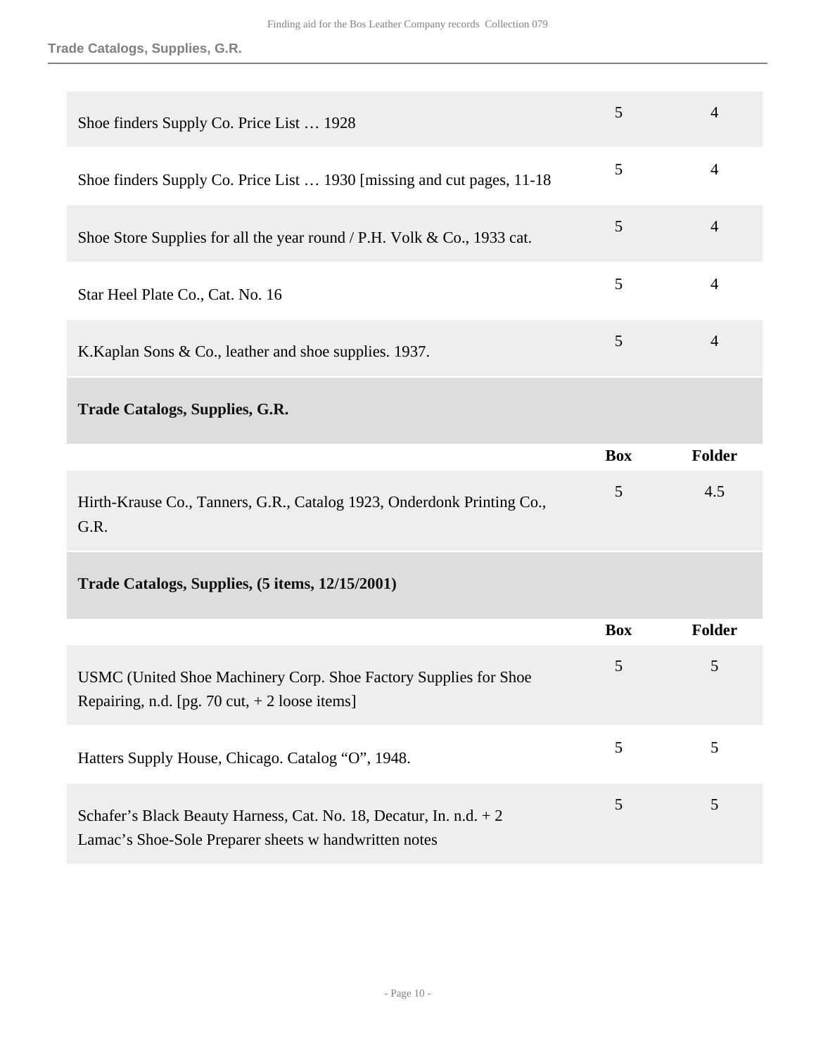| | Box | Folder |
|---|---|---|
| Shoe finders Supply Co. Price List … 1928 | 5 | 4 |
| Shoe finders Supply Co. Price List … 1930 [missing and cut pages, 11-18 | 5 | 4 |
| Shoe Store Supplies for all the year round / P.H. Volk & Co., 1933 cat. | 5 | 4 |
| Star Heel Plate Co., Cat. No. 16 | 5 | 4 |
| K.Kaplan Sons & Co., leather and shoe supplies. 1937. | 5 | 4 |

### Trade Catalogs, Supplies, G.R.

| | Box | Folder |
|---|---|---|
| Hirth-Krause Co., Tanners, G.R., Catalog 1923, Onderdonk Printing Co., G.R. | 5 | 4.5 |

### Trade Catalogs, Supplies, (5 items, 12/15/2001)

| | Box | Folder |
|---|---|---|
| USMC (United Shoe Machinery Corp. Shoe Factory Supplies for Shoe Repairing, n.d. [pg. 70 cut, + 2 loose items] | 5 | 5 |
| Hatters Supply House, Chicago. Catalog "O", 1948. | 5 | 5 |
| Schafer's Black Beauty Harness, Cat. No. 18, Decatur, In. n.d. + 2 Lamac's Shoe-Sole Preparer sheets w handwritten notes | 5 | 5 |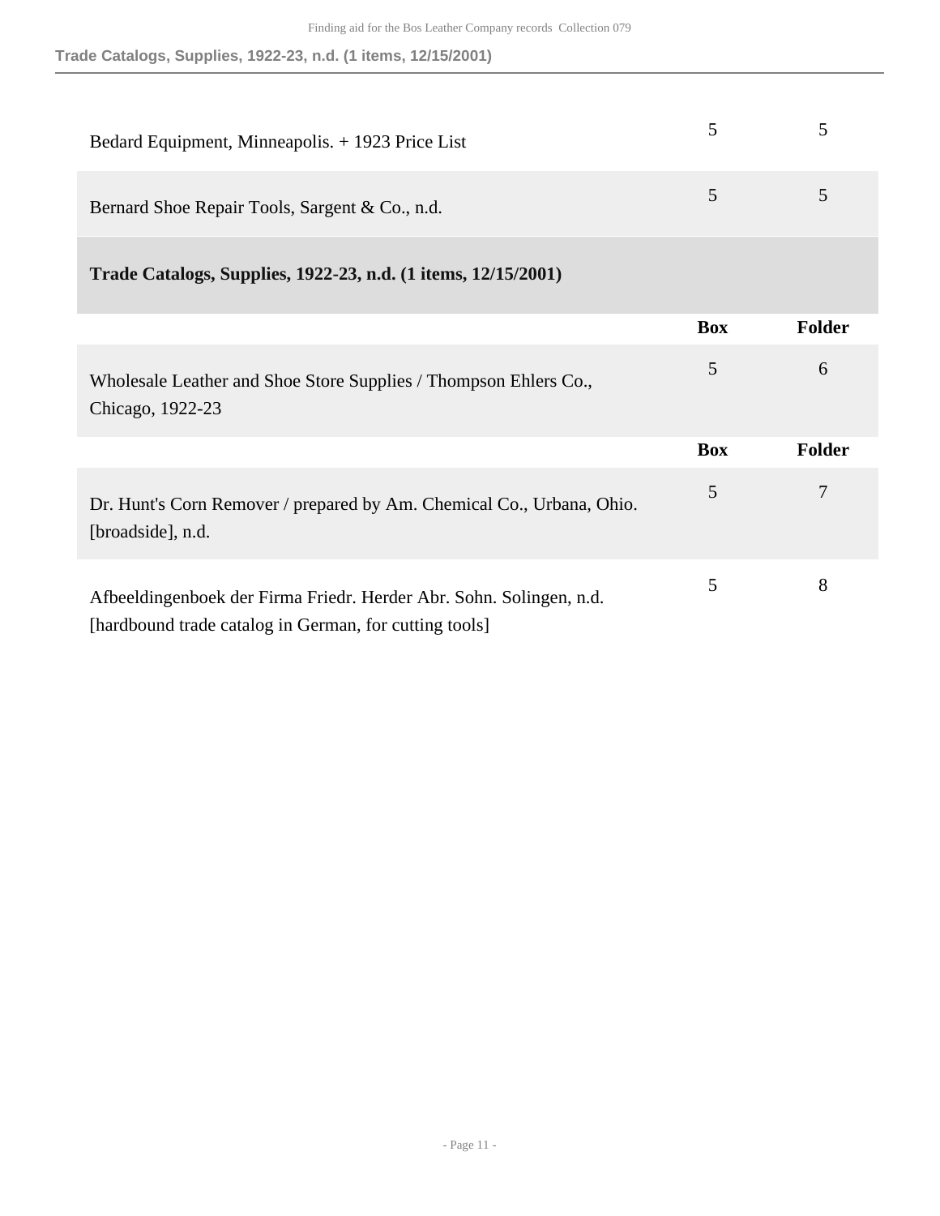| | Box | Folder |
|---|---|---|
| Bedard Equipment, Minneapolis. + 1923 Price List | 5 | 5 |
| Bernard Shoe Repair Tools, Sargent & Co., n.d. | 5 | 5 |

### Trade Catalogs, Supplies, 1922-23, n.d. (1 items, 12/15/2001)

| | Box | Folder |
|---|---|---|
| Wholesale Leather and Shoe Store Supplies / Thompson Ehlers Co., Chicago, 1922-23 | 5 | 6 |

| | Box | Folder |
|---|---|---|
| Dr. Hunt's Corn Remover / prepared by Am. Chemical Co., Urbana, Ohio. [broadside], n.d. | 5 | 7 |
| Afbeeldingenboek der Firma Friedr. Herder Abr. Sohn. Solingen, n.d. [hardbound trade catalog in German, for cutting tools] | 5 | 8 |